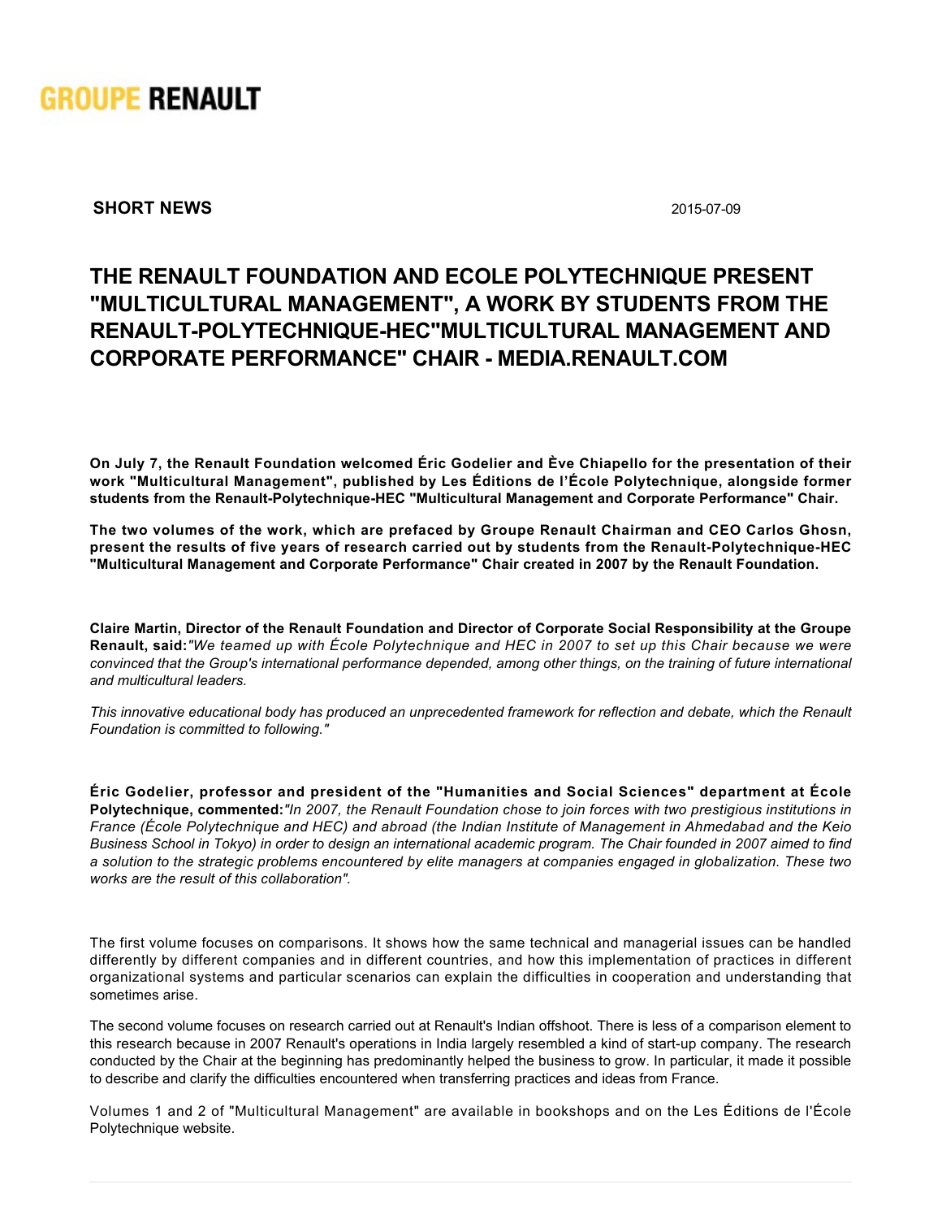GROUPE RENAULT

**SHORT NEWS** 2015-07-09

# THE RENAULT FOUNDATION AND ECOLE POLYTECHNIQUE PRESENT "MULTICULTURAL MANAGEMENT", A WORK BY STUDENTS FROM THE RENAULT-POLYTECHNIQUE-HEC"MULTICULTURAL MANAGEMENT AND CORPORATE PERFORMANCE" CHAIR - MEDIA.RENAULT.COM

**On July 7, the Renault Foundation welcomed Éric Godelier and Ève Chiapello for the presentation of their work "Multicultural Management", published by Les Éditions de l'École Polytechnique, alongside former students from the Renault-Polytechnique-HEC "Multicultural Management and Corporate Performance" Chair.**

**The two volumes of the work, which are prefaced by Groupe Renault Chairman and CEO Carlos Ghosn, present the results of five years of research carried out by students from the Renault-Polytechnique-HEC "Multicultural Management and Corporate Performance" Chair created in 2007 by the Renault Foundation.**

**Claire Martin, Director of the Renault Foundation and Director of Corporate Social Responsibility at the Groupe Renault, said:***"We teamed up with École Polytechnique and HEC in 2007 to set up this Chair because we were convinced that the Group's international performance depended, among other things, on the training of future international and multicultural leaders.*

*This innovative educational body has produced an unprecedented framework for reflection and debate, which the Renault Foundation is committed to following."*

**Éric Godelier, professor and president of the "Humanities and Social Sciences" department at École Polytechnique, commented:***"In 2007, the Renault Foundation chose to join forces with two prestigious institutions in France (École Polytechnique and HEC) and abroad (the Indian Institute of Management in Ahmedabad and the Keio Business School in Tokyo) in order to design an international academic program. The Chair founded in 2007 aimed to find a solution to the strategic problems encountered by elite managers at companies engaged in globalization. These two works are the result of this collaboration".*

The first volume focuses on comparisons. It shows how the same technical and managerial issues can be handled differently by different companies and in different countries, and how this implementation of practices in different organizational systems and particular scenarios can explain the difficulties in cooperation and understanding that sometimes arise.

The second volume focuses on research carried out at Renault's Indian offshoot. There is less of a comparison element to this research because in 2007 Renault's operations in India largely resembled a kind of start-up company. The research conducted by the Chair at the beginning has predominantly helped the business to grow. In particular, it made it possible to describe and clarify the difficulties encountered when transferring practices and ideas from France.

Volumes 1 and 2 of "Multicultural Management" are available in bookshops and on the Les Éditions de l'École Polytechnique website.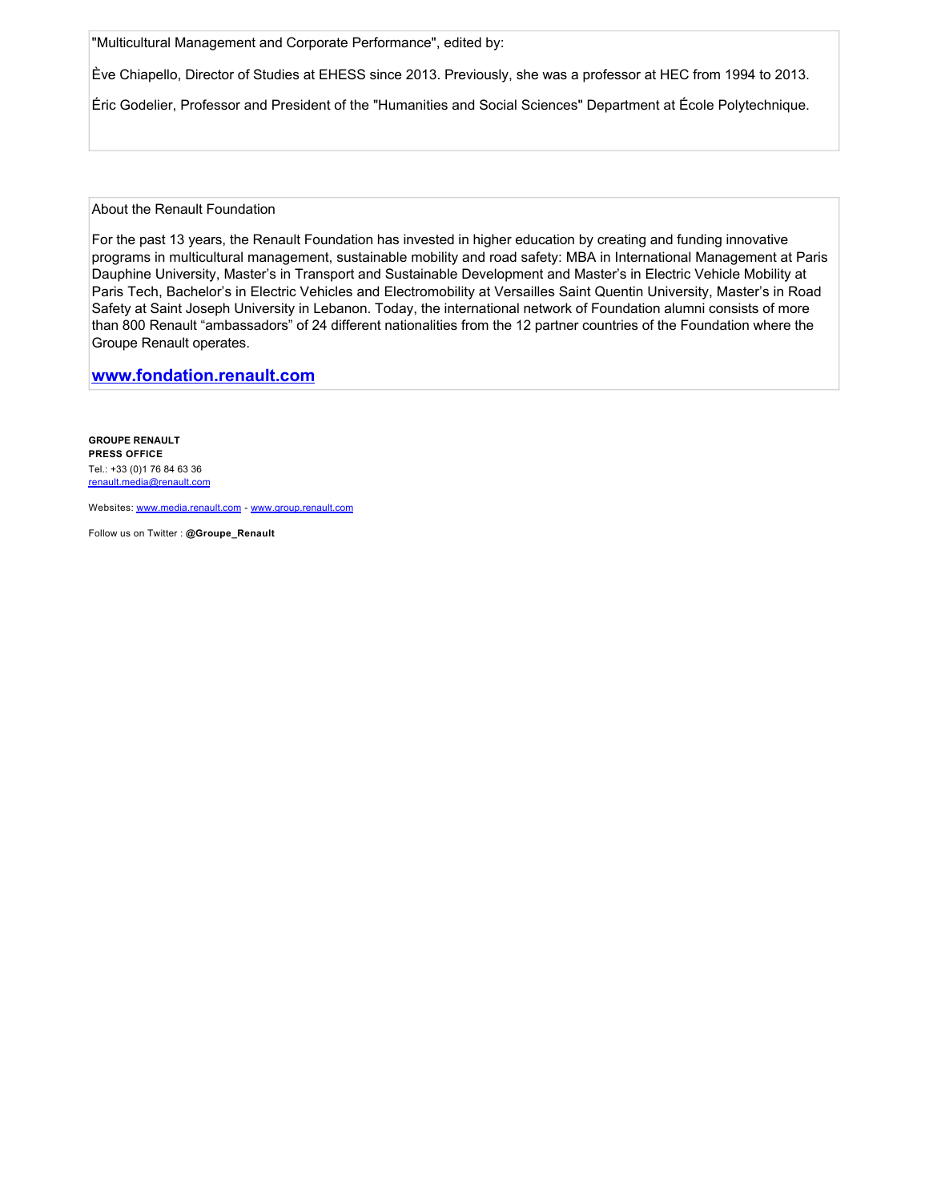"Multicultural Management and Corporate Performance", edited by:

Ève Chiapello, Director of Studies at EHESS since 2013. Previously, she was a professor at HEC from 1994 to 2013.

Éric Godelier, Professor and President of the "Humanities and Social Sciences" Department at École Polytechnique.

About the Renault Foundation

For the past 13 years, the Renault Foundation has invested in higher education by creating and funding innovative programs in multicultural management, sustainable mobility and road safety: MBA in International Management at Paris Dauphine University, Master's in Transport and Sustainable Development and Master's in Electric Vehicle Mobility at Paris Tech, Bachelor's in Electric Vehicles and Electromobility at Versailles Saint Quentin University, Master's in Road Safety at Saint Joseph University in Lebanon. Today, the international network of Foundation alumni consists of more than 800 Renault "ambassadors" of 24 different nationalities from the 12 partner countries of the Foundation where the Groupe Renault operates.

**www.fondation.renault.com**

**GROUPE RENAULT**
**PRESS OFFICE**
Tel.: +33 (0)1 76 84 63 36
renault.media@renault.com

Websites: www.media.renault.com - www.group.renault.com

Follow us on Twitter : **@Groupe_Renault**